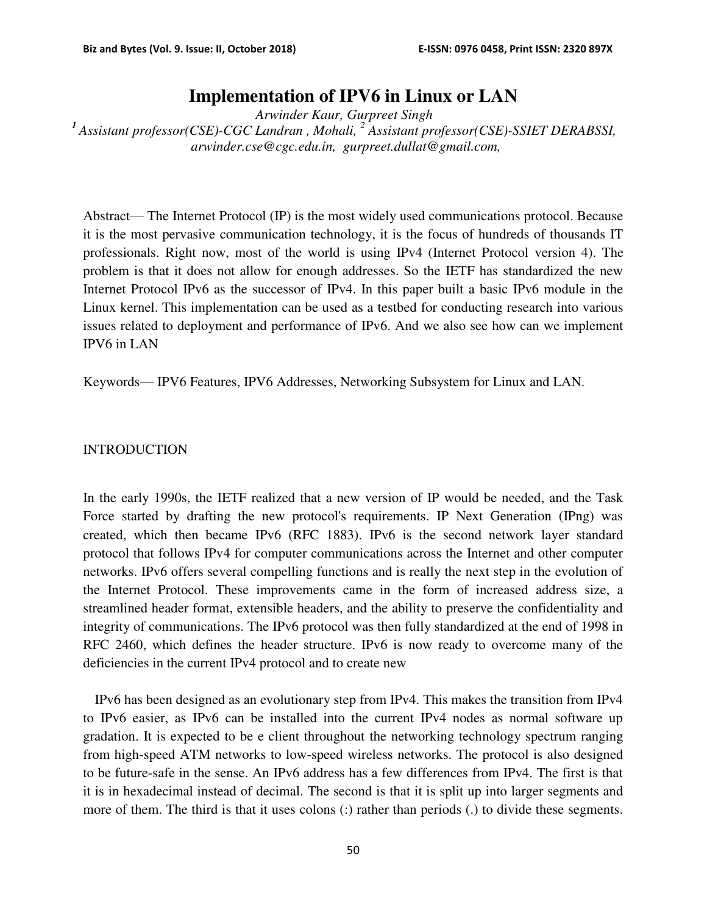# Implementation of IPV6 in Linux or LAN

*Arwinder Kaur, Gurpreet Singh*

*[1] Assistant professor(CSE)-CGC Landran , Mohali, [2] Assistant professor(CSE)-SSIET DERABSSI, arwinder.cse@cgc.edu.in, gurpreet.dullat@gmail.com,*

Abstract— The Internet Protocol (IP) is the most widely used communications protocol. Because it is the most pervasive communication technology, it is the focus of hundreds of thousands IT professionals. Right now, most of the world is using IPv4 (Internet Protocol version 4). The problem is that it does not allow for enough addresses. So the IETF has standardized the new Internet Protocol IPv6 as the successor of IPv4. In this paper built a basic IPv6 module in the Linux kernel. This implementation can be used as a testbed for conducting research into various issues related to deployment and performance of IPv6. And we also see how can we implement IPV6 in LAN

Keywords— IPV6 Features, IPV6 Addresses, Networking Subsystem for Linux and LAN.

## INTRODUCTION

In the early 1990s, the IETF realized that a new version of IP would be needed, and the Task Force started by drafting the new protocol's requirements. IP Next Generation (IPng) was created, which then became IPv6 (RFC 1883). IPv6 is the second network layer standard protocol that follows IPv4 for computer communications across the Internet and other computer networks. IPv6 offers several compelling functions and is really the next step in the evolution of the Internet Protocol. These improvements came in the form of increased address size, a streamlined header format, extensible headers, and the ability to preserve the confidentiality and integrity of communications. The IPv6 protocol was then fully standardized at the end of 1998 in RFC 2460, which defines the header structure. IPv6 is now ready to overcome many of the deficiencies in the current IPv4 protocol and to create new

IPv6 has been designed as an evolutionary step from IPv4. This makes the transition from IPv4 to IPv6 easier, as IPv6 can be installed into the current IPv4 nodes as normal software up gradation. It is expected to be e client throughout the networking technology spectrum ranging from high-speed ATM networks to low-speed wireless networks. The protocol is also designed to be future-safe in the sense. An IPv6 address has a few differences from IPv4. The first is that it is in hexadecimal instead of decimal. The second is that it is split up into larger segments and more of them. The third is that it uses colons (:) rather than periods (.) to divide these segments.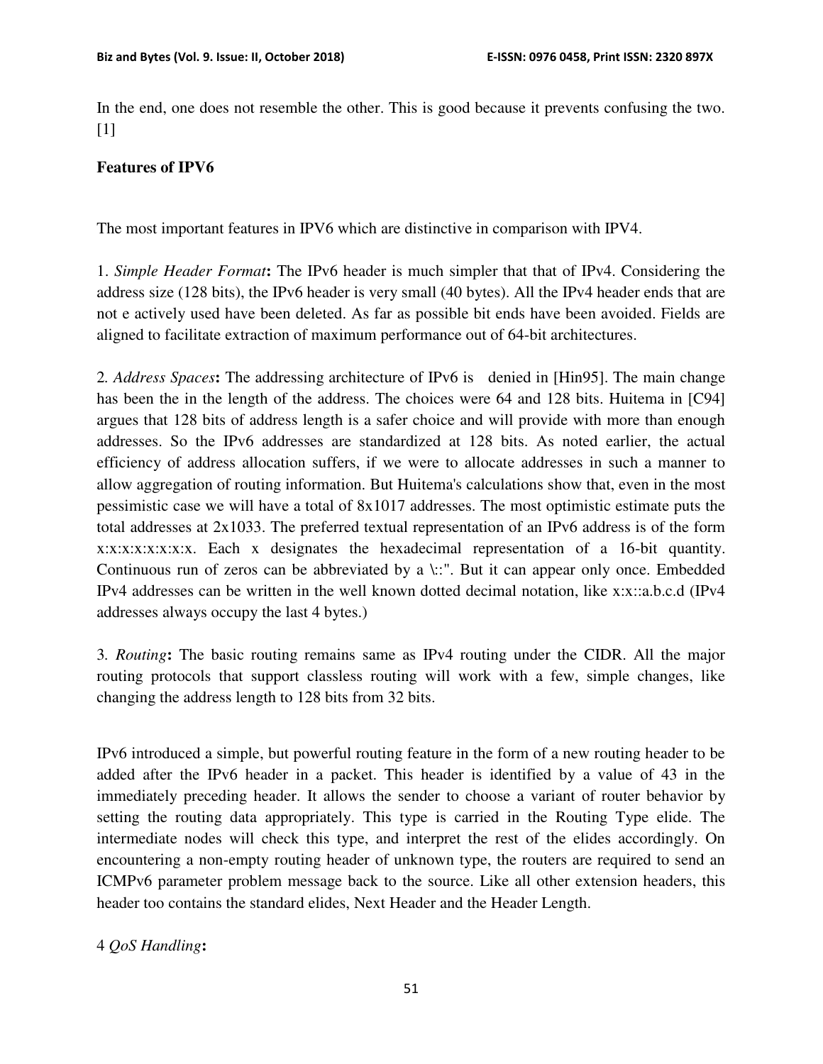In the end, one does not resemble the other. This is good because it prevents confusing the two. [1]

**Features of IPV6**

The most important features in IPV6 which are distinctive in comparison with IPV4.

1. *Simple Header Format***:** The IPv6 header is much simpler that that of IPv4. Considering the address size (128 bits), the IPv6 header is very small (40 bytes). All the IPv4 header ends that are not e actively used have been deleted. As far as possible bit ends have been avoided. Fields are aligned to facilitate extraction of maximum performance out of 64-bit architectures.

2. *Address Spaces***:** The addressing architecture of IPv6 is denied in [Hin95]. The main change has been the in the length of the address. The choices were 64 and 128 bits. Huitema in [C94] argues that 128 bits of address length is a safer choice and will provide with more than enough addresses. So the IPv6 addresses are standardized at 128 bits. As noted earlier, the actual efficiency of address allocation suffers, if we were to allocate addresses in such a manner to allow aggregation of routing information. But Huitema's calculations show that, even in the most pessimistic case we will have a total of 8x1017 addresses. The most optimistic estimate puts the total addresses at 2x1033. The preferred textual representation of an IPv6 address is of the form x:x:x:x:x:x:x:x. Each x designates the hexadecimal representation of a 16-bit quantity. Continuous run of zeros can be abbreviated by a \::". But it can appear only once. Embedded IPv4 addresses can be written in the well known dotted decimal notation, like x:x::a.b.c.d (IPv4 addresses always occupy the last 4 bytes.)

3. *Routing***:** The basic routing remains same as IPv4 routing under the CIDR. All the major routing protocols that support classless routing will work with a few, simple changes, like changing the address length to 128 bits from 32 bits.

IPv6 introduced a simple, but powerful routing feature in the form of a new routing header to be added after the IPv6 header in a packet. This header is identified by a value of 43 in the immediately preceding header. It allows the sender to choose a variant of router behavior by setting the routing data appropriately. This type is carried in the Routing Type elide. The intermediate nodes will check this type, and interpret the rest of the elides accordingly. On encountering a non-empty routing header of unknown type, the routers are required to send an ICMPv6 parameter problem message back to the source. Like all other extension headers, this header too contains the standard elides, Next Header and the Header Length.

4 *QoS Handling***:**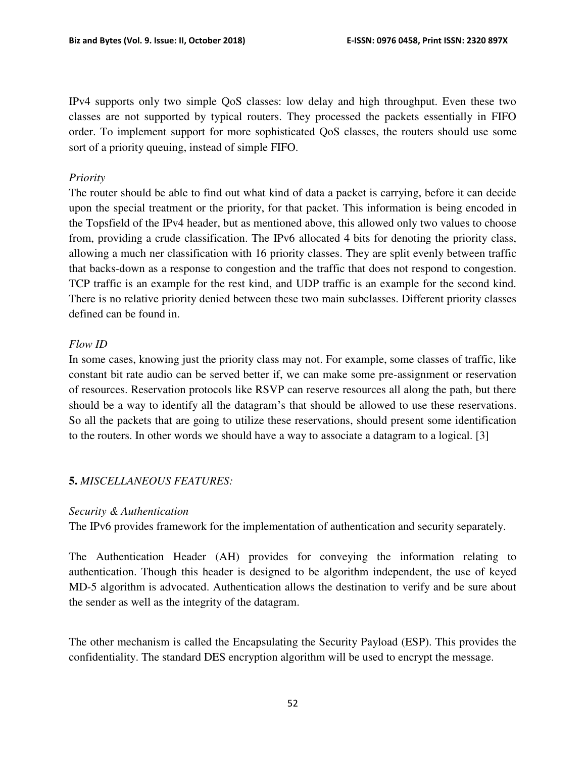IPv4 supports only two simple QoS classes: low delay and high throughput. Even these two classes are not supported by typical routers. They processed the packets essentially in FIFO order. To implement support for more sophisticated QoS classes, the routers should use some sort of a priority queuing, instead of simple FIFO.

*Priority*

The router should be able to find out what kind of data a packet is carrying, before it can decide upon the special treatment or the priority, for that packet. This information is being encoded in the Topsfield of the IPv4 header, but as mentioned above, this allowed only two values to choose from, providing a crude classification. The IPv6 allocated 4 bits for denoting the priority class, allowing a much ner classification with 16 priority classes. They are split evenly between traffic that backs-down as a response to congestion and the traffic that does not respond to congestion. TCP traffic is an example for the rest kind, and UDP traffic is an example for the second kind. There is no relative priority denied between these two main subclasses. Different priority classes defined can be found in.

*Flow ID*

In some cases, knowing just the priority class may not. For example, some classes of traffic, like constant bit rate audio can be served better if, we can make some pre-assignment or reservation of resources. Reservation protocols like RSVP can reserve resources all along the path, but there should be a way to identify all the datagram's that should be allowed to use these reservations. So all the packets that are going to utilize these reservations, should present some identification to the routers. In other words we should have a way to associate a datagram to a logical. [3]

## **5.** *MISCELLANEOUS FEATURES:*

*Security & Authentication*

The IPv6 provides framework for the implementation of authentication and security separately.

The Authentication Header (AH) provides for conveying the information relating to authentication. Though this header is designed to be algorithm independent, the use of keyed MD-5 algorithm is advocated. Authentication allows the destination to verify and be sure about the sender as well as the integrity of the datagram.

The other mechanism is called the Encapsulating the Security Payload (ESP). This provides the confidentiality. The standard DES encryption algorithm will be used to encrypt the message.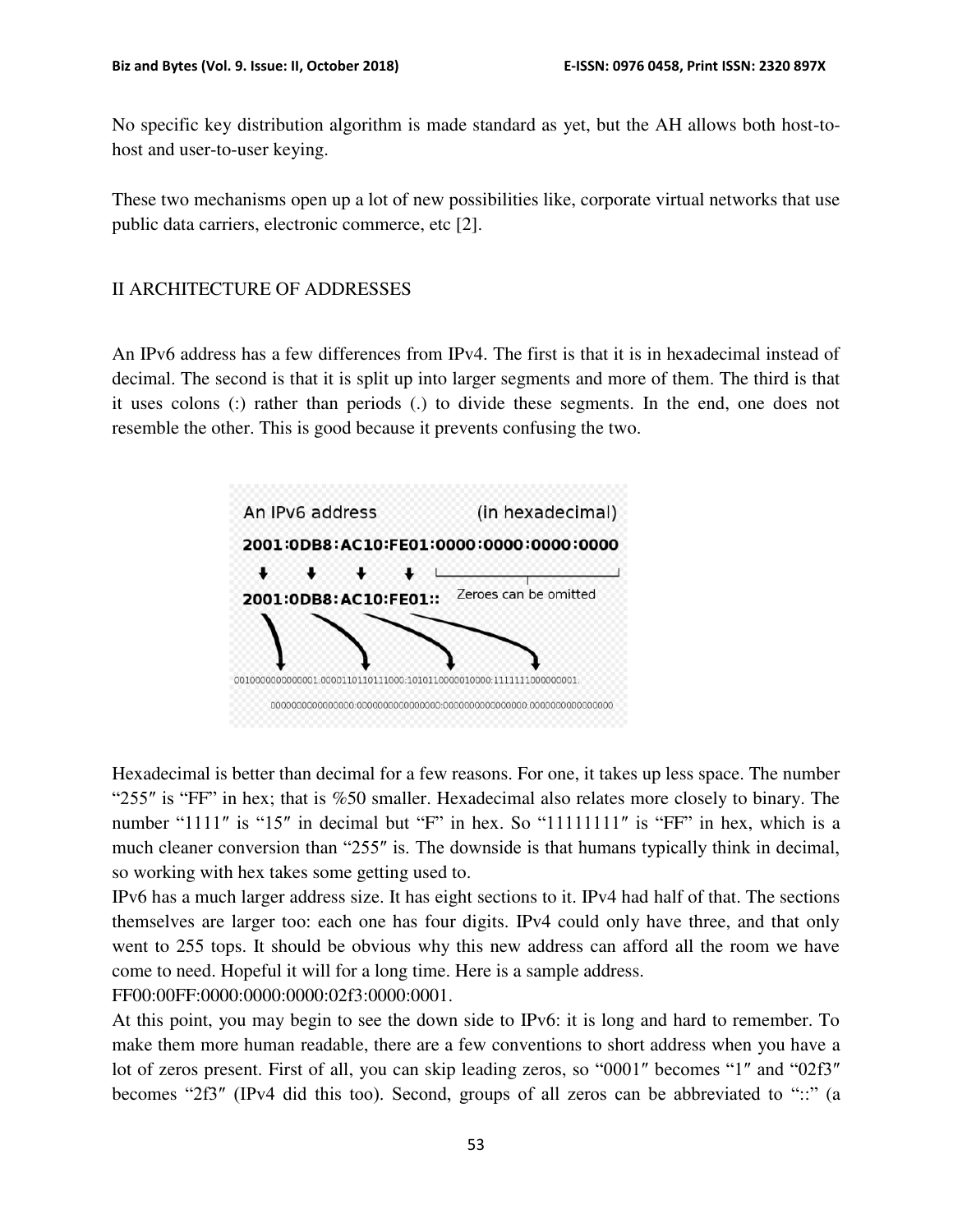No specific key distribution algorithm is made standard as yet, but the AH allows both host-to-host and user-to-user keying.

These two mechanisms open up a lot of new possibilities like, corporate virtual networks that use public data carriers, electronic commerce, etc [2].

## II ARCHITECTURE OF ADDRESSES

An IPv6 address has a few differences from IPv4. The first is that it is in hexadecimal instead of decimal. The second is that it is split up into larger segments and more of them. The third is that it uses colons (:) rather than periods (.) to divide these segments. In the end, one does not resemble the other. This is good because it prevents confusing the two.

Hexadecimal is better than decimal for a few reasons. For one, it takes up less space. The number "255″ is "FF" in hex; that is %50 smaller. Hexadecimal also relates more closely to binary. The number "1111″ is "15″ in decimal but "F" in hex. So "11111111″ is "FF" in hex, which is a much cleaner conversion than "255″ is. The downside is that humans typically think in decimal, so working with hex takes some getting used to.

IPv6 has a much larger address size. It has eight sections to it. IPv4 had half of that. The sections themselves are larger too: each one has four digits. IPv4 could only have three, and that only went to 255 tops. It should be obvious why this new address can afford all the room we have come to need. Hopeful it will for a long time. Here is a sample address.

FF00:00FF:0000:0000:0000:02f3:0000:0001.

At this point, you may begin to see the down side to IPv6: it is long and hard to remember. To make them more human readable, there are a few conventions to short address when you have a lot of zeros present. First of all, you can skip leading zeros, so "0001″ becomes "1″ and "02f3″ becomes "2f3″ (IPv4 did this too). Second, groups of all zeros can be abbreviated to "::" (a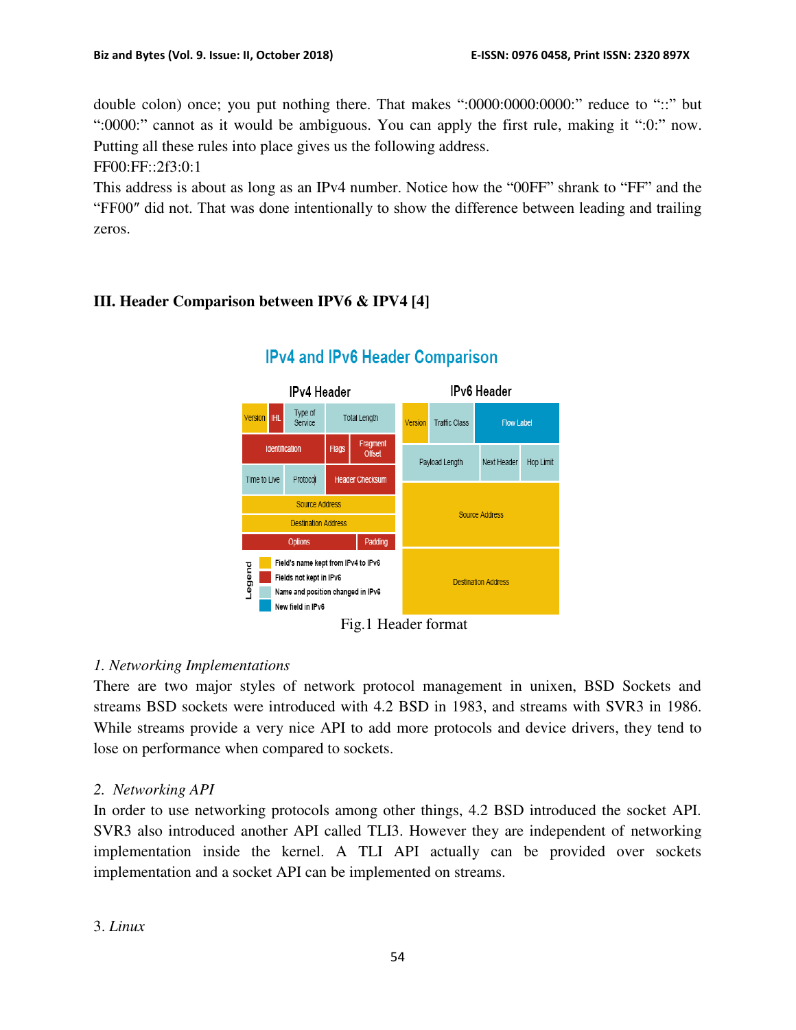double colon) once; you put nothing there. That makes ":0000:0000:0000:" reduce to "::" but ":0000:" cannot as it would be ambiguous. You can apply the first rule, making it ":0:" now. Putting all these rules into place gives us the following address.

FF00:FF::2f3:0:1

This address is about as long as an IPv4 number. Notice how the "00FF" shrank to "FF" and the "FF00″ did not. That was done intentionally to show the difference between leading and trailing zeros.

## III. Header Comparison between IPV6 & IPV4 [4]

Fig.1 Header format

### *1. Networking Implementations*

There are two major styles of network protocol management in unixen, BSD Sockets and streams BSD sockets were introduced with 4.2 BSD in 1983, and streams with SVR3 in 1986. While streams provide a very nice API to add more protocols and device drivers, they tend to lose on performance when compared to sockets.

### *2. Networking API*

In order to use networking protocols among other things, 4.2 BSD introduced the socket API. SVR3 also introduced another API called TLI3. However they are independent of networking implementation inside the kernel. A TLI API actually can be provided over sockets implementation and a socket API can be implemented on streams.

### 3. *Linux*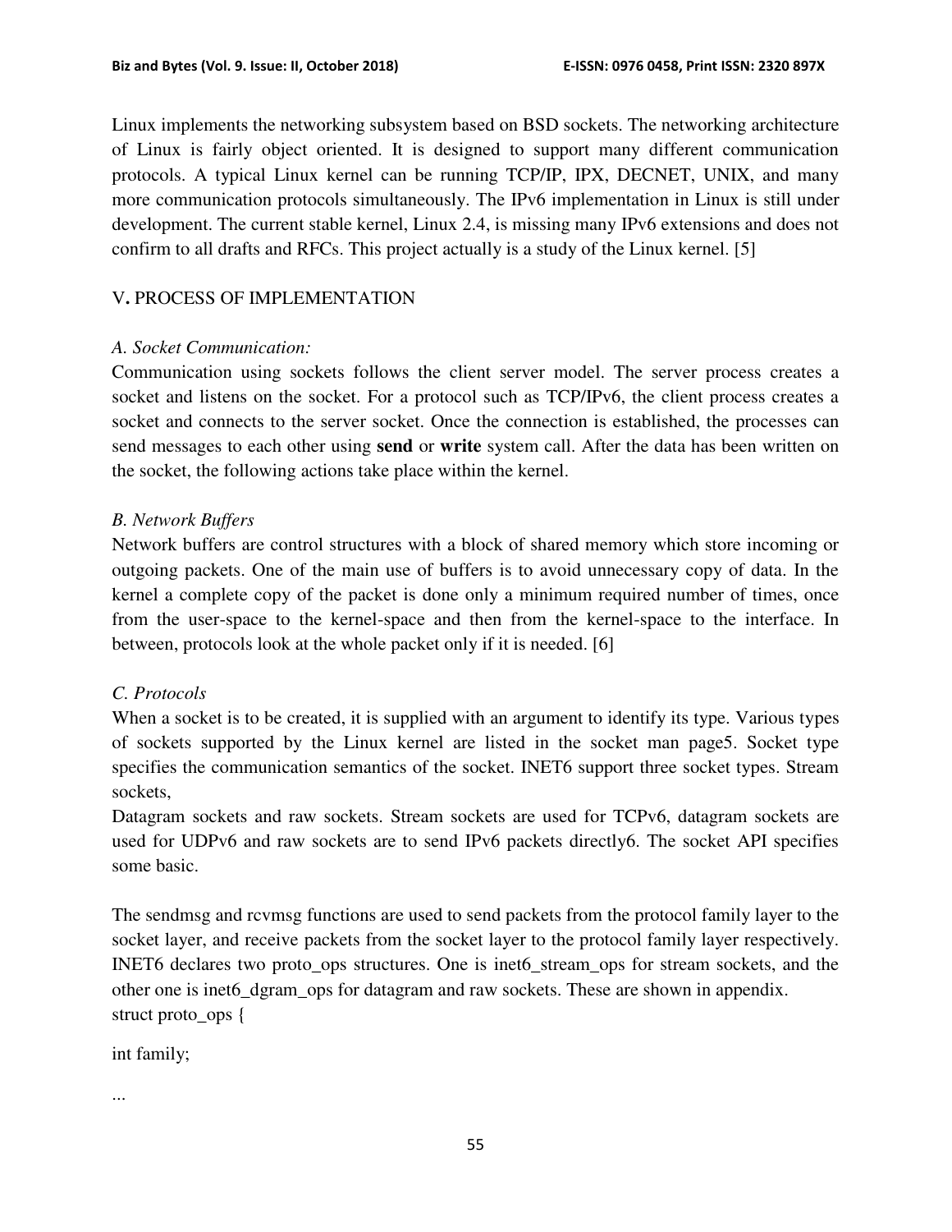Linux implements the networking subsystem based on BSD sockets. The networking architecture of Linux is fairly object oriented. It is designed to support many different communication protocols. A typical Linux kernel can be running TCP/IP, IPX, DECNET, UNIX, and many more communication protocols simultaneously. The IPv6 implementation in Linux is still under development. The current stable kernel, Linux 2.4, is missing many IPv6 extensions and does not confirm to all drafts and RFCs. This project actually is a study of the Linux kernel. [5]

## V. PROCESS OF IMPLEMENTATION

### *A. Socket Communication:*

Communication using sockets follows the client server model. The server process creates a socket and listens on the socket. For a protocol such as TCP/IPv6, the client process creates a socket and connects to the server socket. Once the connection is established, the processes can send messages to each other using **send** or **write** system call. After the data has been written on the socket, the following actions take place within the kernel.

### *B. Network Buffers*

Network buffers are control structures with a block of shared memory which store incoming or outgoing packets. One of the main use of buffers is to avoid unnecessary copy of data. In the kernel a complete copy of the packet is done only a minimum required number of times, once from the user-space to the kernel-space and then from the kernel-space to the interface. In between, protocols look at the whole packet only if it is needed. [6]

### *C. Protocols*

When a socket is to be created, it is supplied with an argument to identify its type. Various types of sockets supported by the Linux kernel are listed in the socket man page5. Socket type specifies the communication semantics of the socket. INET6 support three socket types. Stream sockets,

Datagram sockets and raw sockets. Stream sockets are used for TCPv6, datagram sockets are used for UDPv6 and raw sockets are to send IPv6 packets directly6. The socket API specifies some basic.

The sendmsg and rcvmsg functions are used to send packets from the protocol family layer to the socket layer, and receive packets from the socket layer to the protocol family layer respectively. INET6 declares two proto_ops structures. One is inet6_stream_ops for stream sockets, and the other one is inet6_dgram_ops for datagram and raw sockets. These are shown in appendix.

```
struct proto_ops {

int family;

...
```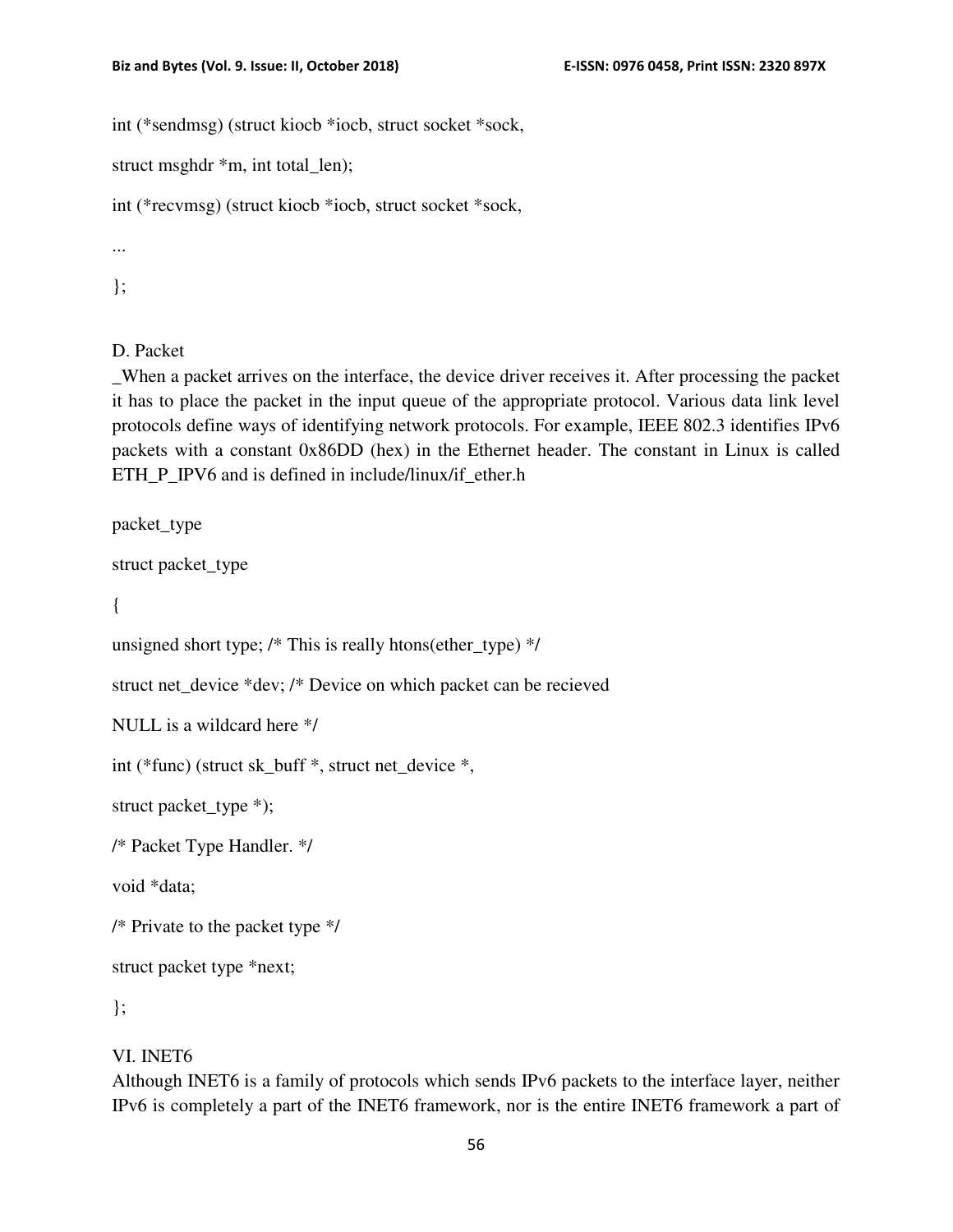```
int (*sendmsg) (struct kiocb *iocb, struct socket *sock,

struct msghdr *m, int total_len);

int (*recvmsg) (struct kiocb *iocb, struct socket *sock,

...

};
```

D. Packet

_When a packet arrives on the interface, the device driver receives it. After processing the packet it has to place the packet in the input queue of the appropriate protocol. Various data link level protocols define ways of identifying network protocols. For example, IEEE 802.3 identifies IPv6 packets with a constant 0x86DD (hex) in the Ethernet header. The constant in Linux is called ETH_P_IPV6 and is defined in include/linux/if_ether.h

```
packet_type

struct packet_type

{

unsigned short type; /* This is really htons(ether_type) */

struct net_device *dev; /* Device on which packet can be recieved

NULL is a wildcard here */

int (*func) (struct sk_buff *, struct net_device *,

struct packet_type *);

/* Packet Type Handler. */

void *data;

/* Private to the packet type */

struct packet type *next;

};
```

VI. INET6

Although INET6 is a family of protocols which sends IPv6 packets to the interface layer, neither IPv6 is completely a part of the INET6 framework, nor is the entire INET6 framework a part of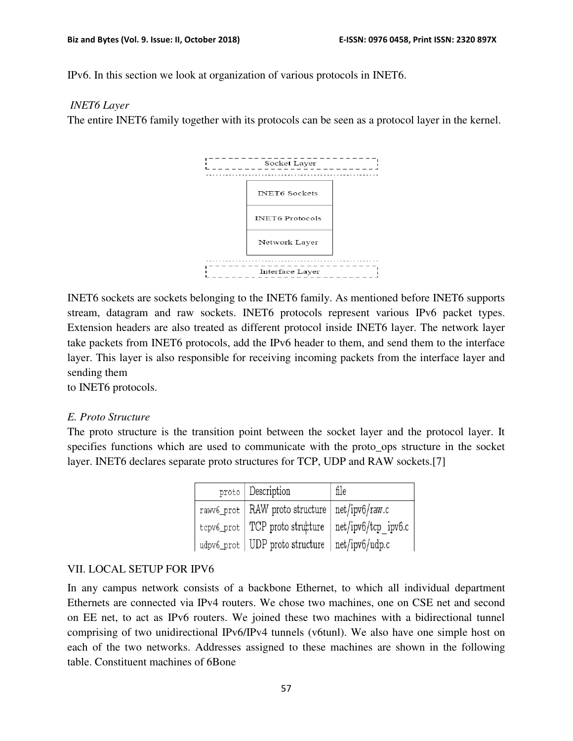IPv6. In this section we look at organization of various protocols in INET6.

*INET6 Layer*

The entire INET6 family together with its protocols can be seen as a protocol layer in the kernel.

| Socket Layer |
|---|
| INET6 Sockets |
| INET6 Protocols |
| Network Layer |
| Interface Layer |

INET6 sockets are sockets belonging to the INET6 family. As mentioned before INET6 supports stream, datagram and raw sockets. INET6 protocols represent various IPv6 packet types. Extension headers are also treated as different protocol inside INET6 layer. The network layer take packets from INET6 protocols, add the IPv6 header to them, and send them to the interface layer. This layer is also responsible for receiving incoming packets from the interface layer and sending them

to INET6 protocols.

*E. Proto Structure*

The proto structure is the transition point between the socket layer and the protocol layer. It specifies functions which are used to communicate with the proto_ops structure in the socket layer. INET6 declares separate proto structures for TCP, UDP and RAW sockets.[7]

| proto | Description | file |
|---|---|---|
| rawv6_prot | RAW proto structure | net/ipv6/raw.c |
| tcpv6_prot | TCP proto structure | net/ipv6/tcp_ipv6.c |
| udpv6_prot | UDP proto structure | net/ipv6/udp.c |

VII. LOCAL SETUP FOR IPV6

In any campus network consists of a backbone Ethernet, to which all individual department Ethernets are connected via IPv4 routers. We chose two machines, one on CSE net and second on EE net, to act as IPv6 routers. We joined these two machines with a bidirectional tunnel comprising of two unidirectional IPv6/IPv4 tunnels (v6tunl). We also have one simple host on each of the two networks. Addresses assigned to these machines are shown in the following table. Constituent machines of 6Bone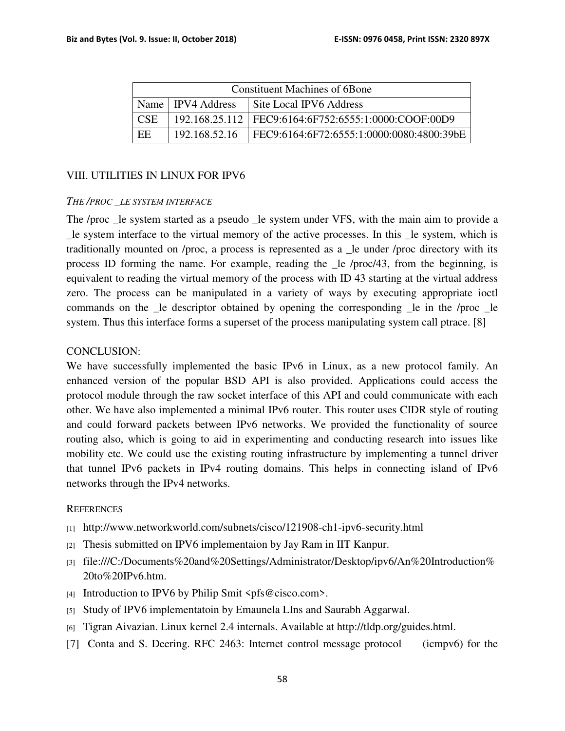| Constituent Machines of 6Bone | | |
|---|---|---|
| Name | IPV4 Address | Site Local IPV6 Address |
| CSE | 192.168.25.112 | FEC9:6164:6F752:6555:1:0000:COOF:00D9 |
| EE | 192.168.52.16 | FEC9:6164:6F72:6555:1:0000:0080:4800:39bE |

## VIII. UTILITIES IN LINUX FOR IPV6

*THE /PROC _LE SYSTEM INTERFACE*

The /proc _le system started as a pseudo _le system under VFS, with the main aim to provide a _le system interface to the virtual memory of the active processes. In this _le system, which is traditionally mounted on /proc, a process is represented as a _le under /proc directory with its process ID forming the name. For example, reading the _le /proc/43, from the beginning, is equivalent to reading the virtual memory of the process with ID 43 starting at the virtual address zero. The process can be manipulated in a variety of ways by executing appropriate ioctl commands on the _le descriptor obtained by opening the corresponding _le in the /proc _le system. Thus this interface forms a superset of the process manipulating system call ptrace. [8]

## CONCLUSION:

We have successfully implemented the basic IPv6 in Linux, as a new protocol family. An enhanced version of the popular BSD API is also provided. Applications could access the protocol module through the raw socket interface of this API and could communicate with each other. We have also implemented a minimal IPv6 router. This router uses CIDR style of routing and could forward packets between IPv6 networks. We provided the functionality of source routing also, which is going to aid in experimenting and conducting research into issues like mobility etc. We could use the existing routing infrastructure by implementing a tunnel driver that tunnel IPv6 packets in IPv4 routing domains. This helps in connecting island of IPv6 networks through the IPv4 networks.

## REFERENCES

[1] http://www.networkworld.com/subnets/cisco/121908-ch1-ipv6-security.html

[2] Thesis submitted on IPV6 implementaion by Jay Ram in IIT Kanpur.

[3] file:///C:/Documents%20and%20Settings/Administrator/Desktop/ipv6/An%20Introduction%20to%20IPv6.htm.

[4] Introduction to IPV6 by Philip Smit <pfs@cisco.com>.

[5] Study of IPV6 implementatoin by Emaunela LIns and Saurabh Aggarwal.

[6] Tigran Aivazian. Linux kernel 2.4 internals. Available at http://tldp.org/guides.html.

[7] Conta and S. Deering. RFC 2463: Internet control message protocol (icmpv6) for the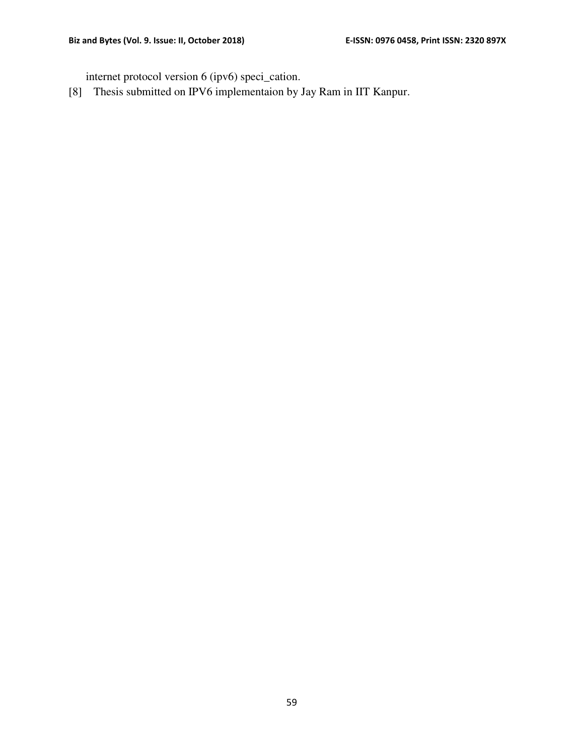internet protocol version 6 (ipv6) speci_cation.

[8] Thesis submitted on IPV6 implementaion by Jay Ram in IIT Kanpur.